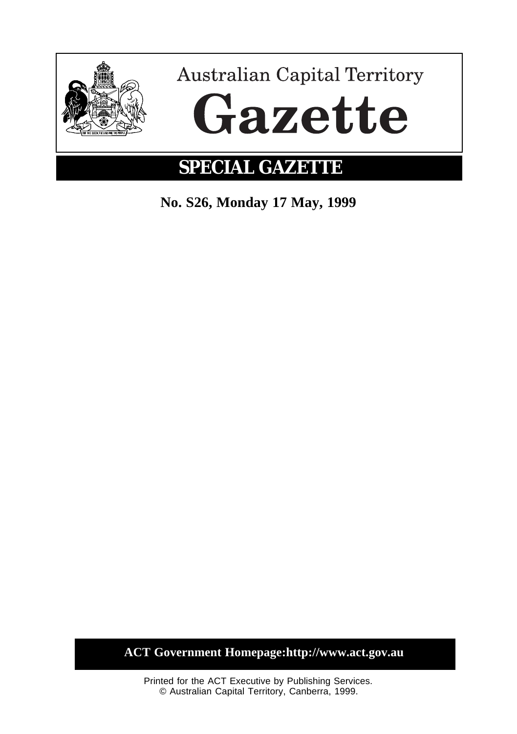Australian Capital Territory

# Gazette

## SPECIAL GAZETTE

**No. S26, Monday 17 May, 1999**

**ACT Government Homepage:http://www.act.gov.au**

Printed for the ACT Executive by Publishing Services.
© Australian Capital Territory, Canberra, 1999.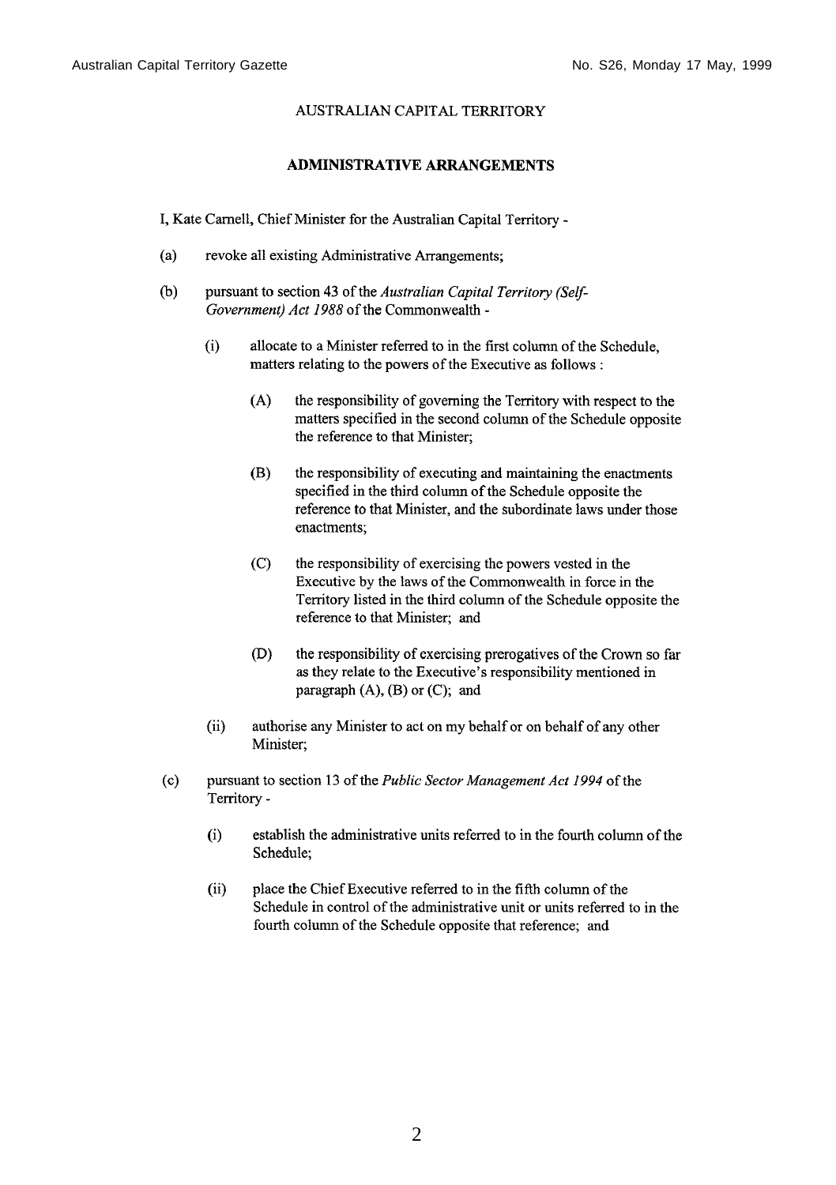AUSTRALIAN CAPITAL TERRITORY

**ADMINISTRATIVE ARRANGEMENTS**

I, Kate Carnell, Chief Minister for the Australian Capital Territory -

(a) revoke all existing Administrative Arrangements;

(b) pursuant to section 43 of the *Australian Capital Territory (Self-Government) Act 1988* of the Commonwealth -

  (i) allocate to a Minister referred to in the first column of the Schedule, matters relating to the powers of the Executive as follows :

    (A) the responsibility of governing the Territory with respect to the matters specified in the second column of the Schedule opposite the reference to that Minister;

    (B) the responsibility of executing and maintaining the enactments specified in the third column of the Schedule opposite the reference to that Minister, and the subordinate laws under those enactments;

    (C) the responsibility of exercising the powers vested in the Executive by the laws of the Commonwealth in force in the Territory listed in the third column of the Schedule opposite the reference to that Minister; and

    (D) the responsibility of exercising prerogatives of the Crown so far as they relate to the Executive's responsibility mentioned in paragraph (A), (B) or (C); and

  (ii) authorise any Minister to act on my behalf or on behalf of any other Minister;

(c) pursuant to section 13 of the *Public Sector Management Act 1994* of the Territory -

  (i) establish the administrative units referred to in the fourth column of the Schedule;

  (ii) place the Chief Executive referred to in the fifth column of the Schedule in control of the administrative unit or units referred to in the fourth column of the Schedule opposite that reference; and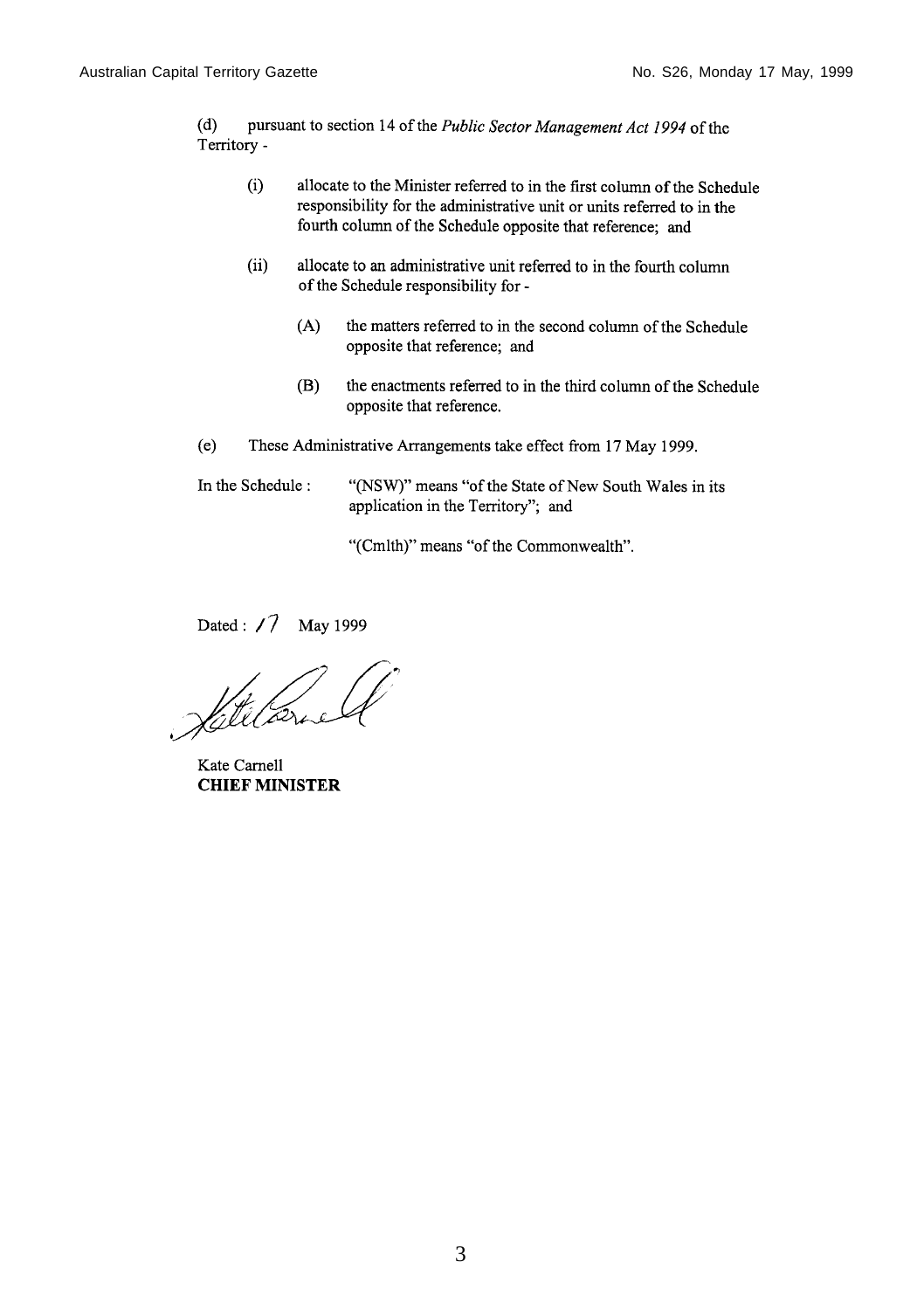(d) pursuant to section 14 of the *Public Sector Management Act 1994* of the Territory -

- (i) allocate to the Minister referred to in the first column of the Schedule responsibility for the administrative unit or units referred to in the fourth column of the Schedule opposite that reference; and

- (ii) allocate to an administrative unit referred to in the fourth column of the Schedule responsibility for -

  - (A) the matters referred to in the second column of the Schedule opposite that reference; and

  - (B) the enactments referred to in the third column of the Schedule opposite that reference.

(e) These Administrative Arrangements take effect from 17 May 1999.

In the Schedule : "(NSW)" means "of the State of New South Wales in its application in the Territory"; and

"(Cmlth)" means "of the Commonwealth".

Dated : 17 May 1999

Kate Carnell
**CHIEF MINISTER**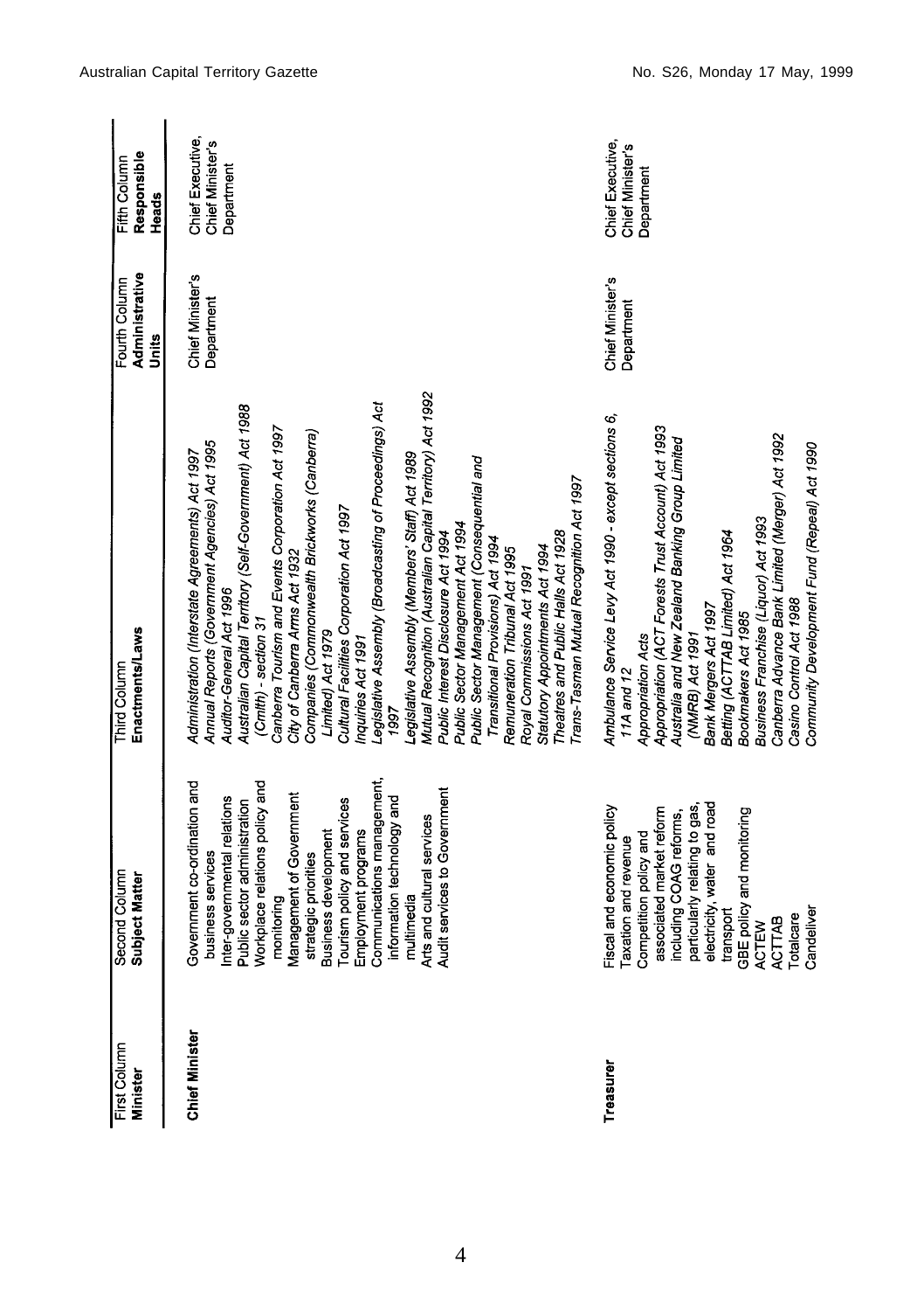| First Column Minister | Second Column Subject Matter | Third Column Enactments/Laws | Fourth Column Administrative Units | Fifth Column Responsible Heads |
|---|---|---|---|---|
| **Chief Minister** | Government co-ordination and business services<br>Inter-governmental relations<br>Public sector administration<br>Workplace relations policy and monitoring<br>Management of Government strategic priorities<br>Business development<br>Tourism policy and services<br>Employment programs<br>Communications management, information technology and multimedia<br>Arts and cultural services<br>Audit services to Government | *Administration (Interstate Agreements) Act 1997*<br>*Annual Reports (Government Agencies) Act 1995*<br>*Auditor-General Act 1996*<br>*Australian Capital Territory (Self-Government) Act 1988 (Cmth) - section 31*<br>*Canberra Tourism and Events Corporation Act 1997*<br>*City of Canberra Arms Act 1932*<br>*Companies (Commonwealth Brickworks (Canberra) Limited) Act 1979*<br>*Cultural Facilities Corporation Act 1997*<br>*Inquiries Act 1991*<br>*Legislative Assembly (Broadcasting of Proceedings) Act 1997*<br>*Legislative Assembly (Members' Staff) Act 1989*<br>*Mutual Recognition (Australian Capital Territory) Act 1992*<br>*Public Interest Disclosure Act 1994*<br>*Public Sector Management Act 1994*<br>*Public Sector Management (Consequential and Transitional Provisions) Act 1994*<br>*Remuneration Tribunal Act 1995*<br>*Royal Commissions Act 1991*<br>*Statutory Appointments Act 1994*<br>*Theatres and Public Halls Act 1928*<br>*Trans-Tasman Mutual Recognition Act 1997* | Chief Minister's Department | Chief Executive, Chief Minister's Department |
| **Treasurer** | Fiscal and economic policy<br>Taxation and revenue<br>Competition policy and associated market reform including COAG reforms, particularly relating to gas, electricity, water and road transport<br>GBE policy and monitoring<br>ACTEW<br>ACTTAB<br>Totalcare<br>Candeliver | *Ambulance Service Levy Act 1990 - except sections 6, 11A and 12*<br>*Appropriation Acts*<br>*Appropriation (ACT Forests Trust Account) Act 1993*<br>*Australia and New Zealand Banking Group Limited (NMRB) Act 1991*<br>*Bank Mergers Act 1997*<br>*Betting (ACTTAB Limited) Act 1964*<br>*Bookmakers Act 1985*<br>*Business Franchise (Liquor) Act 1993*<br>*Canberra Advance Bank Limited (Merger) Act 1992*<br>*Casino Control Act 1988*<br>*Community Development Fund (Repeal) Act 1990* | Chief Minister's Department | Chief Executive, Chief Minister's Department |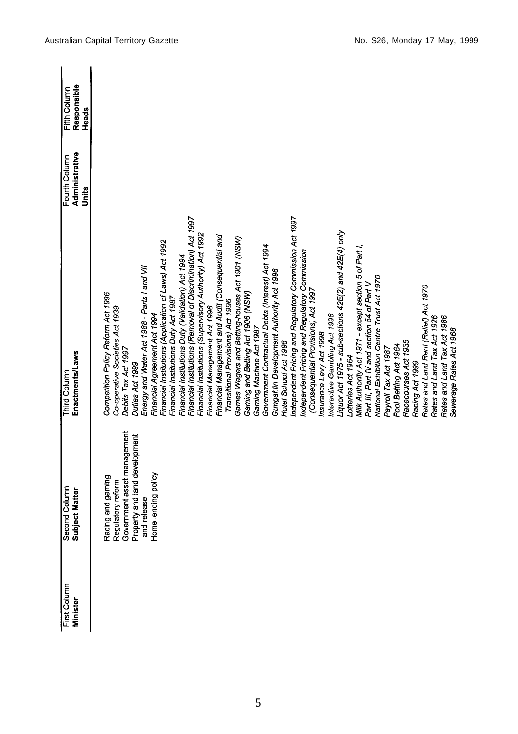| First Column<br>**Minister** | Second Column<br>**Subject Matter** | Third Column<br>**Enactments/Laws** | Fourth Column<br>**Administrative Units** | Fifth Column<br>**Responsible Heads** |
|---|---|---|---|---|
| | Racing and gaming<br>Regulatory reform<br>Government asset management<br>Property and land development and release<br>Home lending policy | *Competition Policy Reform Act 1996*<br>*Co-operative Societies Act 1939*<br>*Debits Tax Act 1997*<br>*Duties Act 1999*<br>*Energy and Water Act 1988 - Parts I and VII*<br>*Financial Agreement Act 1994*<br>*Financial Institutions (Application of Laws) Act 1992*<br>*Financial Institutions Duty Act 1987*<br>*Financial Institutions Duty (Validation) Act 1994*<br>*Financial Institutions (Removal of Discrimination) Act 1997*<br>*Financial Institutions (Supervisory Authority) Act 1992*<br>*Financial Management Act 1996*<br>*Financial Management and Audit (Consequential and Transitional Provisions) Act 1996*<br>*Games Wagers and Betting-houses Act 1901 (NSW)*<br>*Gaming and Betting Act 1906 (NSW)*<br>*Gaming Machine Act 1987*<br>*Government Contractual Debts (Interest) Act 1994*<br>*Gungahlin Development Authority Act 1996*<br>*Hotel School Act 1996*<br>*Independent Pricing and Regulatory Commission Act 1997*<br>*Independent Pricing and Regulatory Commission (Consequential Provisions) Act 1997*<br>*Insurance Levy Act 1998*<br>*Interactive Gambling Act 1998*<br>*Liquor Act 1975 - sub-sections 42E(2) and 42E(4) only*<br>*Lotteries Act 1964*<br>*Milk Authority Act 1971 - except section 5 of Part I, Part III, Part IV and section 54 of Part V*<br>*National Exhibition Centre Trust Act 1976*<br>*Payroll Tax Act 1987*<br>*Pool Betting Act 1964*<br>*Racecourses Act 1935*<br>*Racing Act 1999*<br>*Rates and Land Rent (Relief) Act 1970*<br>*Rates and Land Tax Act 1926*<br>*Rates and Land Tax Act 1986*<br>*Sewerage Rates Act 1968* | | |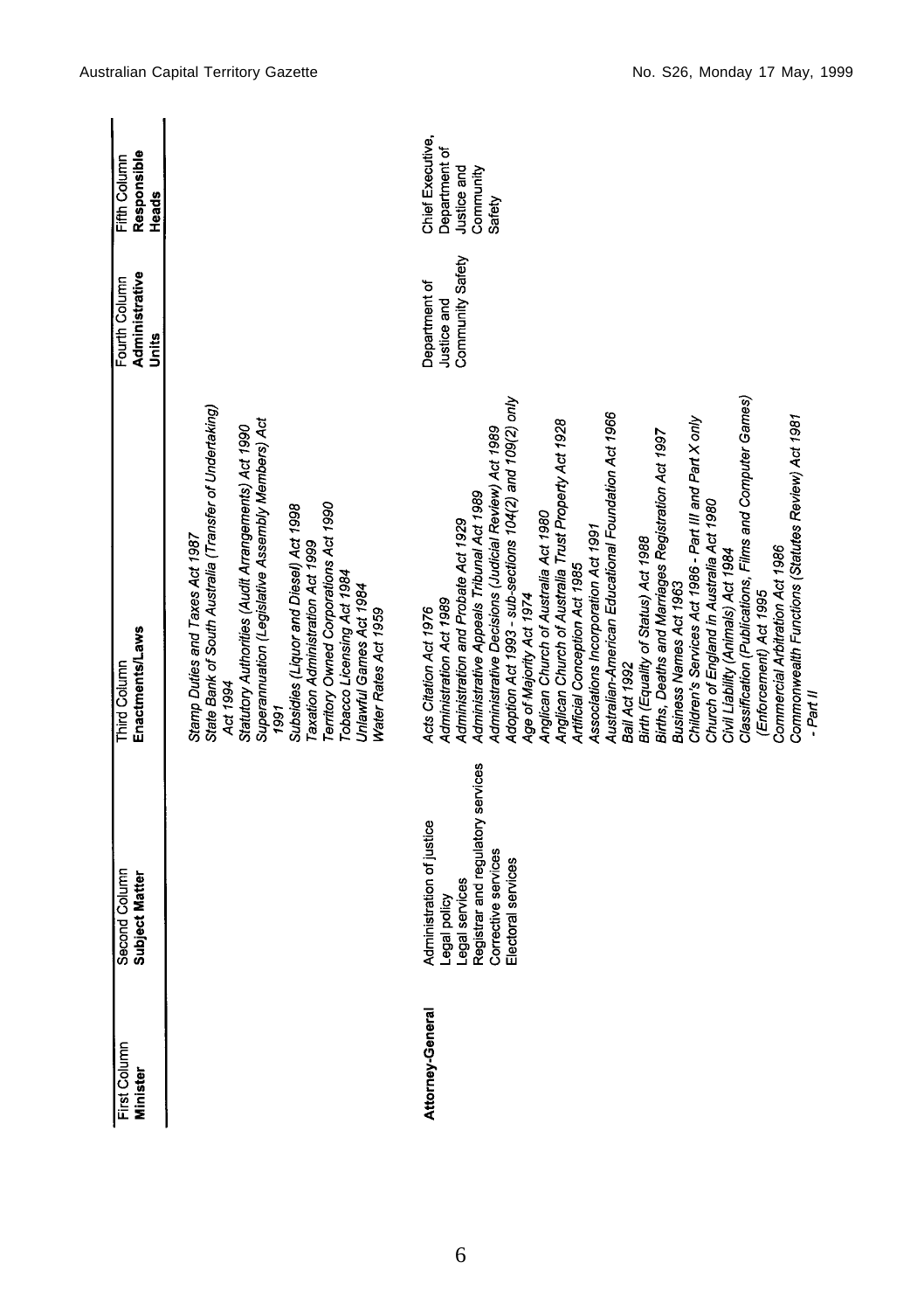| First Column<br>**Minister** | Second Column<br>**Subject Matter** | Third Column<br>**Enactments/Laws** | Fourth Column<br>**Administrative Units** | Fifth Column<br>**Responsible Heads** |
|---|---|---|---|---|
| | | *Stamp Duties and Taxes Act 1987*<br>*State Bank of South Australia (Transfer of Undertaking) Act 1994*<br>*Statutory Authorities (Audit Arrangements) Act 1990*<br>*Superannuation (Legislative Assembly Members) Act 1991*<br>*Subsidies (Liquor and Diesel) Act 1998*<br>*Taxation Administration Act 1999*<br>*Territory Owned Corporations Act 1990*<br>*Tobacco Licensing Act 1984*<br>*Unlawful Games Act 1984*<br>*Water Rates Act 1959* | | |
| **Attorney-General** | Administration of justice<br>Legal policy<br>Legal services<br>Registrar and regulatory services<br>Corrective services<br>Electoral services | *Acts Citation Act 1976*<br>*Administration Act 1989*<br>*Administration and Probate Act 1929*<br>*Administrative Appeals Tribunal Act 1989*<br>*Administrative Decisions (Judicial Review) Act 1989*<br>*Adoption Act 1993 - sub-sections 104(2) and 109(2) only*<br>*Age of Majority Act 1974*<br>*Anglican Church of Australia Act 1980*<br>*Anglican Church of Australia Trust Property Act 1928*<br>*Artificial Conception Act 1985*<br>*Associations Incorporation Act 1991*<br>*Australian-American Educational Foundation Act 1966*<br>*Bail Act 1992*<br>*Birth (Equality of Status) Act 1988*<br>*Births, Deaths and Marriages Registration Act 1997*<br>*Business Names Act 1963*<br>*Children's Services Act 1986 - Part III and Part X only*<br>*Church of England in Australia Act 1980*<br>*Civil Liability (Animals) Act 1984*<br>*Classification (Publications, Films and Computer Games) (Enforcement) Act 1995*<br>*Commercial Arbitration Act 1986*<br>*Commonwealth Functions (Statutes Review) Act 1981 - Part II* | Department of Justice and Community Safety | Chief Executive, Department of Justice and Community Safety |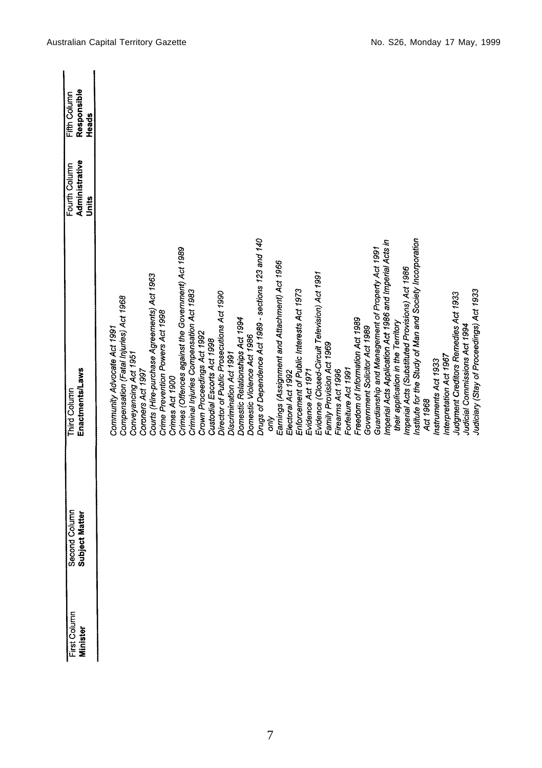| First Column Minister | Second Column Subject Matter | Third Column Enactments/Laws | Fourth Column Administrative Units | Fifth Column Responsible Heads |
|---|---|---|---|---|
| | | *Community Advocate Act 1991* | | |
| | | *Compensation (Fatal Injuries) Act 1968* | | |
| | | *Conveyancing Act 1951* | | |
| | | *Coroners Act 1997* | | |
| | | *Courts (Hire-purchase Agreements) Act 1963* | | |
| | | *Crime Prevention Powers Act 1998* | | |
| | | *Crimes Act 1900* | | |
| | | *Crimes (Offences against the Government) Act 1989* | | |
| | | *Criminal Injuries Compensation Act 1983* | | |
| | | *Crown Proceedings Act 1992* | | |
| | | *Custodial Escorts Act 1998* | | |
| | | *Director of Public Prosecutions Act 1990* | | |
| | | *Discrimination Act 1991* | | |
| | | *Domestic Relationships Act 1994* | | |
| | | *Domestic Violence Act 1986* | | |
| | | *Drugs of Dependence Act 1989 - sections 123 and 140 only* | | |
| | | *Earnings (Assignment and Attachment) Act 1966* | | |
| | | *Electoral Act 1992* | | |
| | | *Enforcement of Public Interests Act 1973* | | |
| | | *Evidence Act 1971* | | |
| | | *Evidence (Closed-Circuit Television) Act 1991* | | |
| | | *Family Provision Act 1969* | | |
| | | *Firearms Act 1996* | | |
| | | *Forfeiture Act 1991* | | |
| | | *Freedom of Information Act 1989* | | |
| | | *Government Solicitor Act 1989* | | |
| | | *Guardianship and Management of Property Act 1991* | | |
| | | *Imperial Acts Application Act 1986 and Imperial Acts in their application in the Territory* | | |
| | | *Imperial Acts (Substituted Provisions) Act 1986* | | |
| | | *Institute for the Study of Man and Society Incorporation Act 1968* | | |
| | | *Instruments Act 1933* | | |
| | | *Interpretation Act 1967* | | |
| | | *Judgment Creditors Remedies Act 1933* | | |
| | | *Judicial Commissions Act 1994* | | |
| | | *Judiciary (Stay of Proceedings) Act 1933* | | |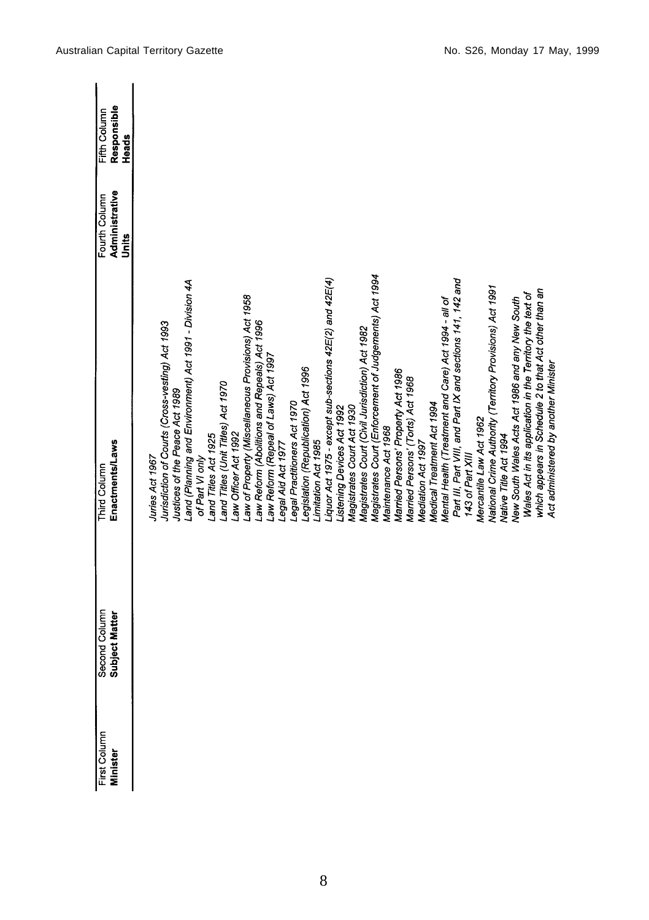| First Column Minister | Second Column Subject Matter | Third Column Enactments/Laws | Fourth Column Administrative Units | Fifth Column Responsible Heads |
|---|---|---|---|---|
| | | *Juries Act 1967* | | |
| | | *Jurisdiction of Courts (Cross-vesting) Act 1993* | | |
| | | *Justices of the Peace Act 1989* | | |
| | | *Land (Planning and Environment) Act 1991 - Division 4A of Part VI only* | | |
| | | *Land Titles Act 1925* | | |
| | | *Land Titles (Unit Titles) Act 1970* | | |
| | | *Law Officer Act 1992* | | |
| | | *Law of Property (Miscellaneous Provisions) Act 1958* | | |
| | | *Law Reform (Abolitions and Repeals) Act 1996* | | |
| | | *Law Reform (Repeal of Laws) Act 1997* | | |
| | | *Legal Aid Act 1977* | | |
| | | *Legal Practitioners Act 1970* | | |
| | | *Legislation (Republication) Act 1996* | | |
| | | *Limitation Act 1985* | | |
| | | *Liquor Act 1975 - except sub-sections 42E(2) and 42E(4)* | | |
| | | *Listening Devices Act 1992* | | |
| | | *Magistrates Court Act 1930* | | |
| | | *Magistrates Court (Civil Jurisdiction) Act 1982* | | |
| | | *Magistrates Court (Enforcement of Judgements) Act 1994* | | |
| | | *Maintenance Act 1968* | | |
| | | *Married Persons' Property Act 1986* | | |
| | | *Married Persons' (Torts) Act 1968* | | |
| | | *Mediation Act 1997* | | |
| | | *Medical Treatment Act 1994* | | |
| | | *Mental Health (Treatment and Care) Act 1994 - all of Part III, Part VIII, and Part IX and sections 141, 142 and 143 of Part XIII* | | |
| | | *Mercantile Law Act 1962* | | |
| | | *National Crime Authority (Territory Provisions) Act 1991* | | |
| | | *Native Title Act 1994* | | |
| | | *New South Wales Acts Act 1986 and any New South Wales Act in its application in the Territory the text of which appears in Schedule 2 to that Act other than an Act administered by another Minister* | | |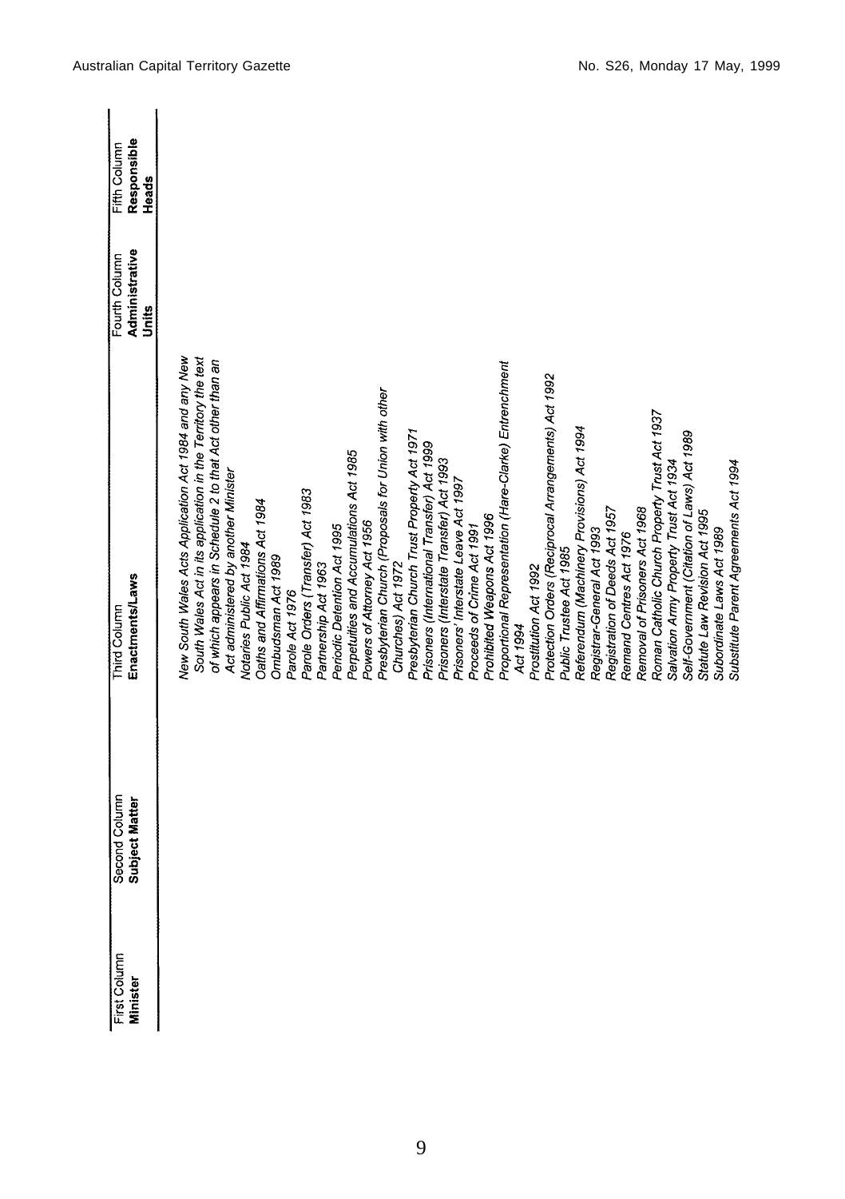| First Column Minister | Second Column Subject Matter | Third Column Enactments/Laws | Fourth Column Administrative Units | Fifth Column Responsible Heads |
|---|---|---|---|---|
| | | *New South Wales Acts Application Act 1984 and any New South Wales Act in its application in the Territory the text of which appears in Schedule 2 to that Act other than an Act administered by another Minister* | | |
| | | *Notaries Public Act 1984* | | |
| | | *Oaths and Affirmations Act 1984* | | |
| | | *Ombudsman Act 1989* | | |
| | | *Parole Act 1976* | | |
| | | *Parole Orders (Transfer) Act 1983* | | |
| | | *Partnership Act 1963* | | |
| | | *Periodic Detention Act 1995* | | |
| | | *Perpetuities and Accumulations Act 1985* | | |
| | | *Powers of Attorney Act 1956* | | |
| | | *Presbyterian Church (Proposals for Union with other Churches) Act 1972* | | |
| | | *Presbyterian Church Trust Property Act 1971* | | |
| | | *Prisoners (International Transfer) Act 1999* | | |
| | | *Prisoners (Interstate Transfer) Act 1993* | | |
| | | *Prisoners' Interstate Leave Act 1997* | | |
| | | *Proceeds of Crime Act 1991* | | |
| | | *Prohibited Weapons Act 1996* | | |
| | | *Proportional Representation (Hare-Clarke) Entrenchment Act 1994* | | |
| | | *Prostitution Act 1992* | | |
| | | *Protection Orders (Reciprocal Arrangements) Act 1992* | | |
| | | *Public Trustee Act 1985* | | |
| | | *Referendum (Machinery Provisions) Act 1994* | | |
| | | *Registrar-General Act 1993* | | |
| | | *Registration of Deeds Act 1957* | | |
| | | *Remand Centres Act 1976* | | |
| | | *Removal of Prisoners Act 1968* | | |
| | | *Roman Catholic Church Property Trust Act 1937* | | |
| | | *Salvation Army Property Trust Act 1934* | | |
| | | *Self-Government (Citation of Laws) Act 1989* | | |
| | | *Statute Law Revision Act 1995* | | |
| | | *Subordinate Laws Act 1989* | | |
| | | *Substitute Parent Agreements Act 1994* | | |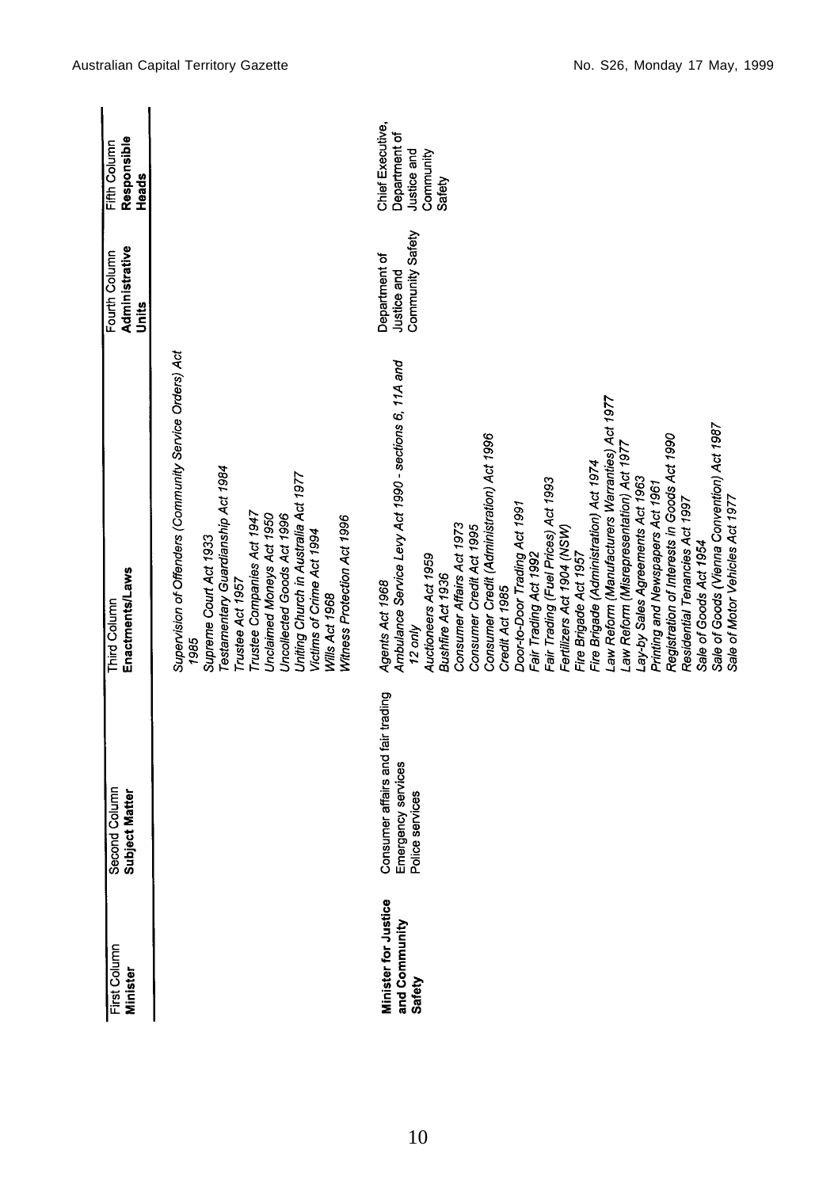| First Column Minister | Second Column Subject Matter | Third Column Enactments/Laws | Fourth Column Administrative Units | Fifth Column Responsible Heads |
|---|---|---|---|---|
| | | *Supervision of Offenders (Community Service Orders) Act 1985*<br>*Supreme Court Act 1933*<br>*Testamentary Guardianship Act 1984*<br>*Trustee Act 1957*<br>*Trustee Companies Act 1947*<br>*Unclaimed Moneys Act 1950*<br>*Uncollected Goods Act 1996*<br>*Uniting Church in Australia Act 1977*<br>*Victims of Crime Act 1994*<br>*Wills Act 1968*<br>*Witness Protection Act 1996* | | |
| **Minister for Justice and Community Safety** | Consumer affairs and fair trading<br>Emergency services<br>Police services | *Agents Act 1968*<br>*Ambulance Service Levy Act 1990 - sections 6, 11A and 12 only*<br>*Auctioneers Act 1959*<br>*Bushfire Act 1936*<br>*Consumer Affairs Act 1973*<br>*Consumer Credit Act 1995*<br>*Consumer Credit (Administration) Act 1996*<br>*Credit Act 1985*<br>*Door-to-Door Trading Act 1991*<br>*Fair Trading Act 1992*<br>*Fair Trading (Fuel Prices) Act 1993*<br>*Fertilizers Act 1904 (NSW)*<br>*Fire Brigade Act 1957*<br>*Fire Brigade (Administration) Act 1974*<br>*Law Reform (Manufacturers Warranties) Act 1977*<br>*Law Reform (Misrepresentation) Act 1977*<br>*Lay-by Sales Agreements Act 1963*<br>*Printing and Newspapers Act 1961*<br>*Registration of Interests in Goods Act 1990*<br>*Residential Tenancies Act 1997*<br>*Sale of Goods Act 1954*<br>*Sale of Goods (Vienna Convention) Act 1987*<br>*Sale of Motor Vehicles Act 1977* | Department of Justice and Community Safety | Chief Executive, Department of Justice and Community Safety |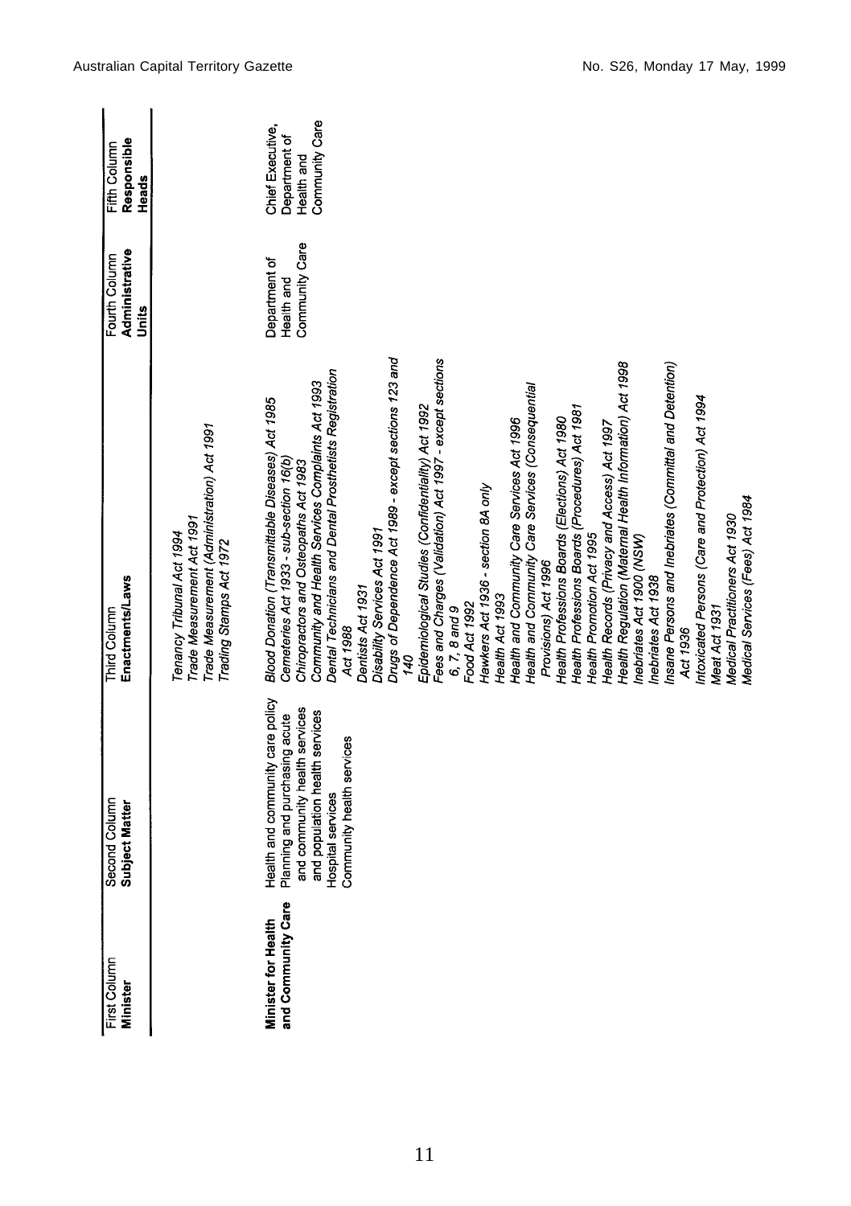| First Column **Minister** | Second Column **Subject Matter** | Third Column **Enactments/Laws** | Fourth Column **Administrative Units** | Fifth Column **Responsible Heads** |
|---|---|---|---|---|
| | | *Tenancy Tribunal Act 1994*<br>*Trade Measurement Act 1991*<br>*Trade Measurement (Administration) Act 1991*<br>*Trading Stamps Act 1972* | | |
| **Minister for Health and Community Care** | Health and community care policy<br>Planning and purchasing acute and community health services and population health services<br>Hospital services<br>Community health services | *Blood Donation (Transmittable Diseases) Act 1985*<br>*Cemeteries Act 1933 - sub-section 16(b)*<br>*Chiropractors and Osteopaths Act 1983*<br>*Community and Health Services Complaints Act 1993*<br>*Dental Technicians and Dental Prosthetists Registration Act 1988*<br>*Dentists Act 1931*<br>*Disability Services Act 1991*<br>*Drugs of Dependence Act 1989 - except sections 123 and 140*<br>*Epidemiological Studies (Confidentiality) Act 1992*<br>*Fees and Charges (Validation) Act 1997 - except sections 6, 7, 8 and 9*<br>*Food Act 1992*<br>*Hawkers Act 1936 - section 8A only*<br>*Health Act 1993*<br>*Health and Community Care Services Act 1996*<br>*Health and Community Care Services (Consequential Provisions) Act 1996*<br>*Health Professions Boards (Elections) Act 1980*<br>*Health Professions Boards (Procedures) Act 1981*<br>*Health Promotion Act 1995*<br>*Health Records (Privacy and Access) Act 1997*<br>*Health Regulation (Maternal Health Information) Act 1998*<br>*Inebriates Act 1900 (NSW)*<br>*Inebriates Act 1938*<br>*Insane Persons and Inebriates (Committal and Detention) Act 1936*<br>*Intoxicated Persons (Care and Protection) Act 1994*<br>*Meat Act 1931*<br>*Medical Practitioners Act 1930*<br>*Medical Services (Fees) Act 1984* | Department of Health and Community Care | Chief Executive, Department of Health and Community Care |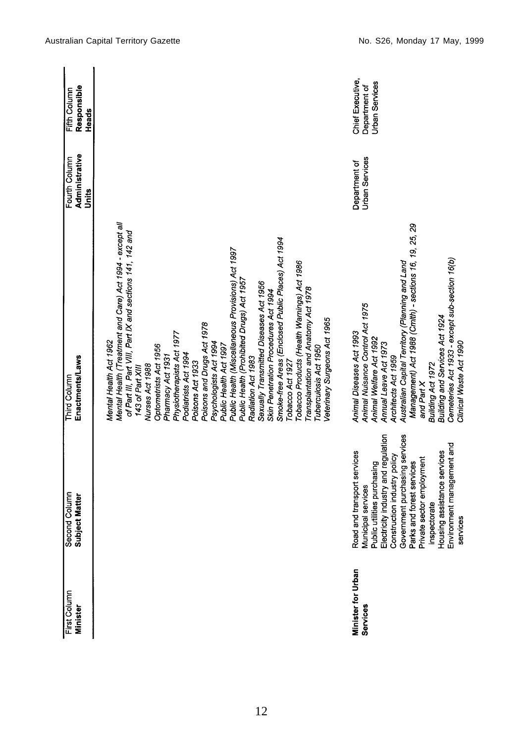| First Column Minister | Second Column Subject Matter | Third Column Enactments/Laws | Fourth Column Administrative Units | Fifth Column Responsible Heads |
|---|---|---|---|---|
| | | *Mental Health Act 1962*<br>*Mental Health (Treatment and Care) Act 1994 - except all of Part III, Part VIII, Part IX and sections 141, 142 and 143 of Part XIII*<br>*Nurses Act 1988*<br>*Optometrists Act 1956*<br>*Pharmacy Act 1931*<br>*Physiotherapists Act 1977*<br>*Podiatrists Act 1994*<br>*Poisons Act 1933*<br>*Poisons and Drugs Act 1978*<br>*Psychologists Act 1994*<br>*Public Health Act 1997*<br>*Public Health (Miscellaneous Provisions) Act 1997*<br>*Public Health (Prohibited Drugs) Act 1957*<br>*Radiation Act 1983*<br>*Sexually Transmitted Diseases Act 1956*<br>*Skin Penetration Procedures Act 1994*<br>*Smoke-free Areas (Enclosed Public Places) Act 1994*<br>*Tobacco Act 1927*<br>*Tobacco Products (Health Warnings) Act 1986*<br>*Transplantation and Anatomy Act 1978*<br>*Tuberculosis Act 1950*<br>*Veterinary Surgeons Act 1965* | | |
| **Minister for Urban Services** | Road and transport services<br>Municipal services<br>Public utilities purchasing<br>Electricity industry and regulation<br>Construction industry policy<br>Government purchasing services<br>Parks and forest services<br>Private sector employment inspectorate<br>Housing assistance services<br>Environment management and services | *Animal Diseases Act 1993*<br>*Animal Nuisance Control Act 1975*<br>*Animal Welfare Act 1992*<br>*Annual Leave Act 1973*<br>*Architects Act 1959*<br>*Australian Capital Territory (Planning and Land Management) Act 1988 (Cmlth) - sections 16, 19, 25, 29 and Part X*<br>*Building Act 1972*<br>*Building and Services Act 1924*<br>*Cemeteries Act 1933 - except sub-section 16(b)*<br>*Clinical Waste Act 1990* | Department of Urban Services | Chief Executive, Department of Urban Services |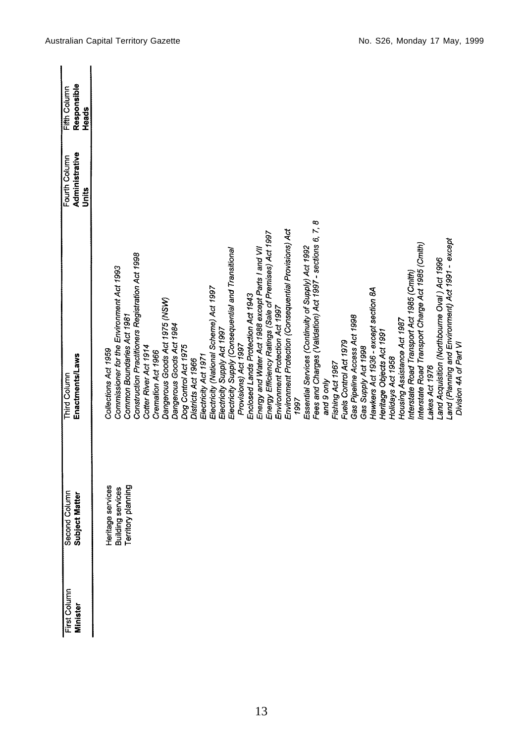| First Column<br>**Minister** | Second Column<br>**Subject Matter** | Third Column<br>**Enactments/Laws** | Fourth Column<br>**Administrative Units** | Fifth Column<br>**Responsible Heads** |
|---|---|---|---|---|
| | Heritage services<br>Building services<br>Territory planning | *Collections Act 1959*<br>*Commissioner for the Environment Act 1993*<br>*Common Boundaries Act 1981*<br>*Construction Practitioners Registration Act 1998*<br>*Cotter River Act 1914*<br>*Cremation Act 1966*<br>*Dangerous Goods Act 1975 (NSW)*<br>*Dangerous Goods Act 1984*<br>*Dog Control Act 1975*<br>*Districts Act 1966*<br>*Electricity Act 1971*<br>*Electricity (National Scheme) Act 1997*<br>*Electricity Supply Act 1997*<br>*Electricity Supply (Consequential and Transitional Provisions) Act 1997*<br>*Enclosed Lands Protection Act 1943*<br>*Energy and Water Act 1988 except Parts I and VII*<br>*Energy Efficiency Ratings (Sale of Premises) Act 1997*<br>*Environment Protection Act 1997*<br>*Environment Protection (Consequential Provisions) Act 1997*<br>*Essential Services (Continuity of Supply) Act 1992*<br>*Fees and Charges (Validation) Act 1997 - sections 6, 7, 8 and 9 only*<br>*Fishing Act 1967*<br>*Fuels Control Act 1979*<br>*Gas Pipeline Access Act 1998*<br>*Gas Supply Act 1998*<br>*Hawkers Act 1936 - except section 8A*<br>*Heritage Objects Act 1991*<br>*Holidays Act 1958*<br>*Housing Assistance Act 1987*<br>*Interstate Road Transport Act 1985 (Cmlth)*<br>*Interstate Road Transport Charge Act 1985 (Cmlth)*<br>*Lakes Act 1976*<br>*Land Acquisition (Northbourne Oval) Act 1996*<br>*Land (Planning and Environment) Act 1991 - except Division 4A of Part VI* | | |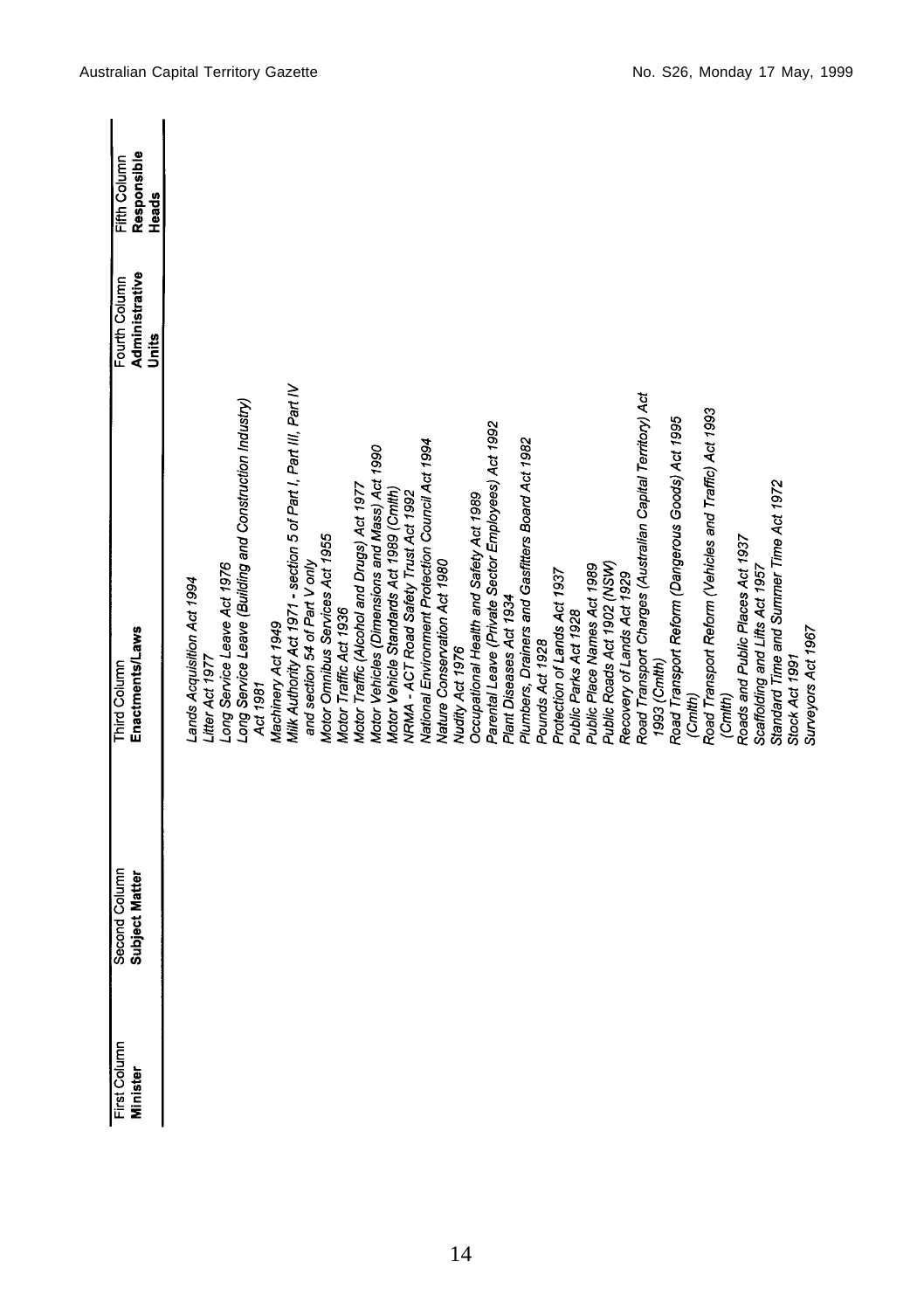| First Column<br>**Minister** | Second Column<br>**Subject Matter** | Third Column<br>**Enactments/Laws** | Fourth Column<br>**Administrative Units** | Fifth Column<br>**Responsible Heads** |
|---|---|---|---|---|
| | | *Lands Acquisition Act 1994*<br>*Litter Act 1977*<br>*Long Service Leave Act 1976*<br>*Long Service Leave (Building and Construction Industry) Act 1981*<br>*Machinery Act 1949*<br>*Milk Authority Act 1971 - section 5 of Part I, Part III, Part IV and section 54 of Part V only*<br>*Motor Omnibus Services Act 1955*<br>*Motor Traffic Act 1936*<br>*Motor Traffic (Alcohol and Drugs) Act 1977*<br>*Motor Vehicles (Dimensions and Mass) Act 1990*<br>*Motor Vehicle Standards Act 1989 (Cmlth)*<br>*NRMA - ACT Road Safety Trust Act 1992*<br>*National Environment Protection Council Act 1994*<br>*Nature Conservation Act 1980*<br>*Nudity Act 1976*<br>*Occupational Health and Safety Act 1989*<br>*Parental Leave (Private Sector Employees) Act 1992*<br>*Plant Diseases Act 1934*<br>*Plumbers, Drainers and Gasfitters Board Act 1982*<br>*Pounds Act 1928*<br>*Protection of Lands Act 1937*<br>*Public Parks Act 1928*<br>*Public Place Names Act 1989*<br>*Public Roads Act 1902 (NSW)*<br>*Recovery of Lands Act 1929*<br>*Road Transport Charges (Australian Capital Territory) Act 1993 (Cmlth)*<br>*Road Transport Reform (Dangerous Goods) Act 1995 (Cmlth)*<br>*Road Transport Reform (Vehicles and Traffic) Act 1993 (Cmlth)*<br>*Roads and Public Places Act 1937*<br>*Scaffolding and Lifts Act 1957*<br>*Standard Time and Summer Time Act 1972*<br>*Stock Act 1991*<br>*Surveyors Act 1967* | | |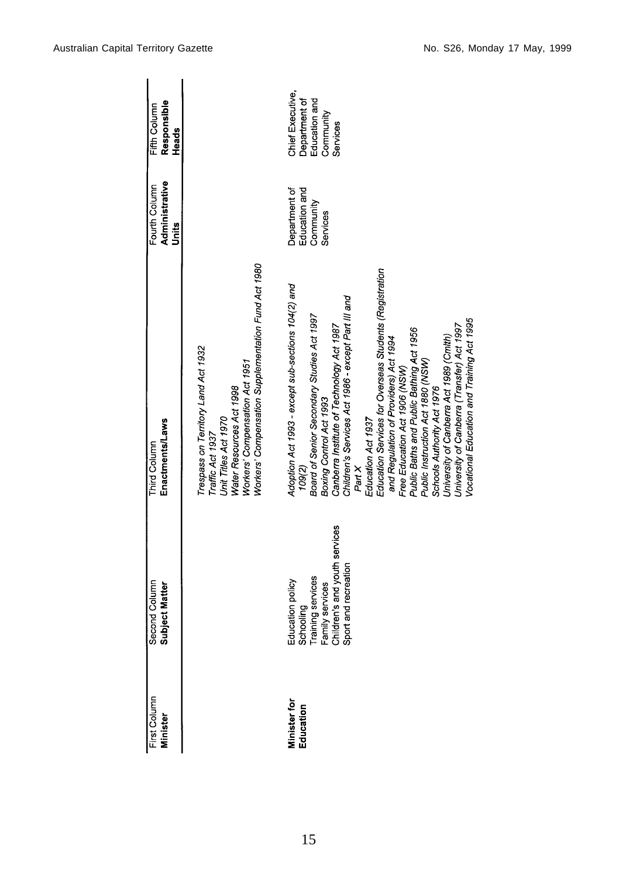| First Column<br>**Minister** | Second Column<br>**Subject Matter** | Third Column<br>**Enactments/Laws** | Fourth Column<br>**Administrative Units** | Fifth Column<br>**Responsible Heads** |
|---|---|---|---|---|
| | | *Trespass on Territory Land Act 1932*<br>*Traffic Act 1937*<br>*Unit Titles Act 1970*<br>*Water Resources Act 1998*<br>*Workers' Compensation Act 1951*<br>*Workers' Compensation Supplementation Fund Act 1980* | | |
| **Minister for Education** | Education policy<br>Schooling<br>Training services<br>Family services<br>Children's and youth services<br>Sport and recreation | *Adoption Act 1993 - except sub-sections 104(2) and 109(2)*<br>*Board of Senior Secondary Studies Act 1997*<br>*Boxing Control Act 1993*<br>*Canberra Institute of Technology Act 1987*<br>*Children's Services Act 1986 - except Part III and Part X*<br>*Education Act 1937*<br>*Education Services for Overseas Students (Registration and Regulation of Providers) Act 1994*<br>*Free Education Act 1906 (NSW)*<br>*Public Baths and Public Bathing Act 1956*<br>*Public Instruction Act 1880 (NSW)*<br>*Schools Authority Act 1976*<br>*University of Canberra Act 1989 (Cmlth)*<br>*University of Canberra (Transfer) Act 1997*<br>*Vocational Education and Training Act 1995* | Department of Education and Community Services | Chief Executive, Department of Education and Community Services |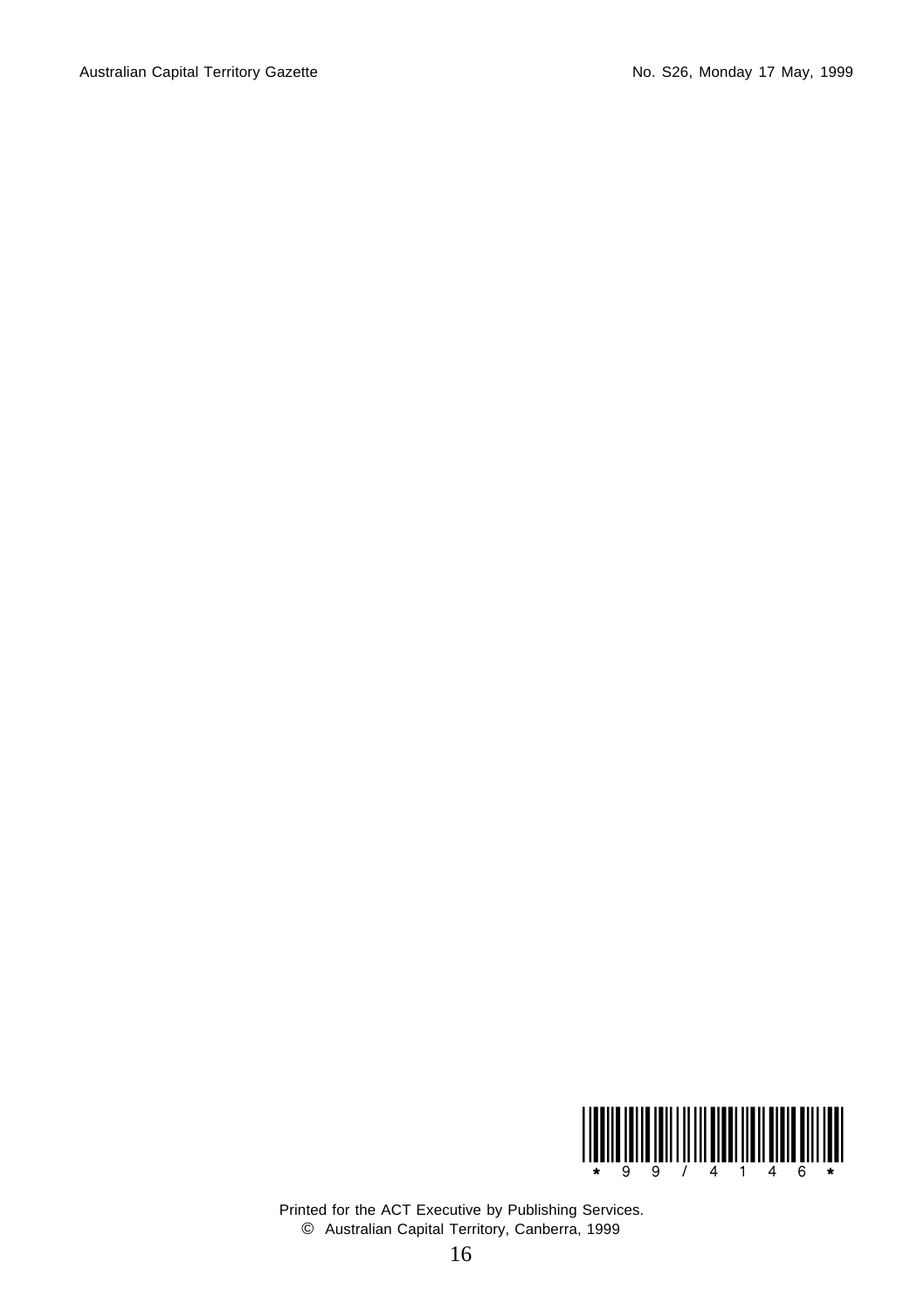*99/4146*

Printed for the ACT Executive by Publishing Services.
© Australian Capital Territory, Canberra, 1999